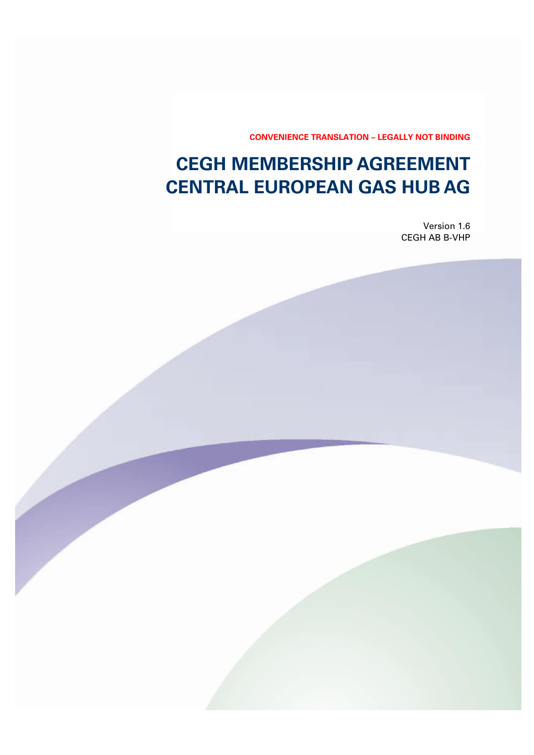**CONVENIENCE TRANSLATION – LEGALLY NOT BINDING**

# CEGH MEMBERSHIP AGREEMENT CENTRAL EUROPEAN GAS HUB AG

Version 1.6
CEGH AB B-VHP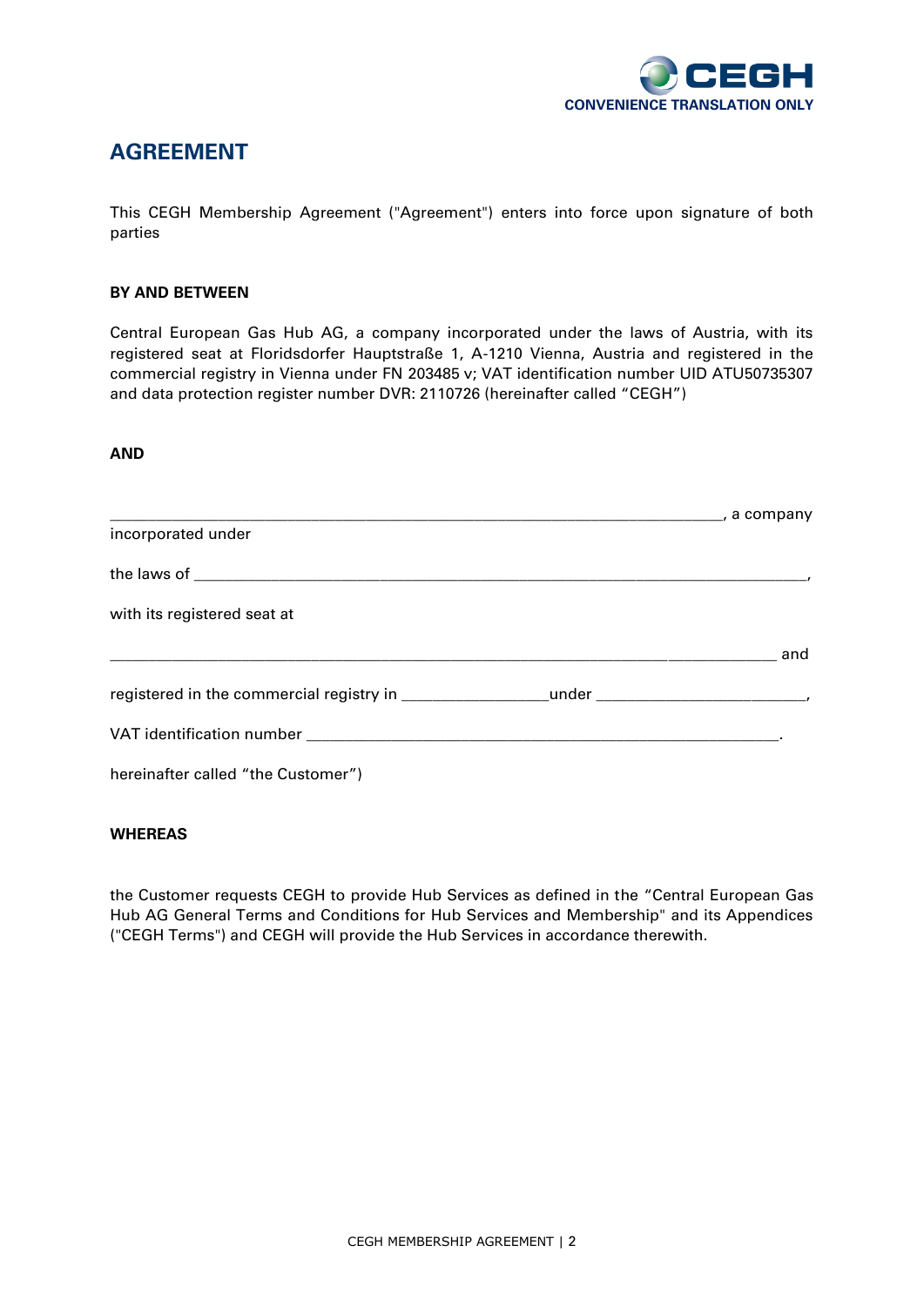CONVENIENCE TRANSLATION ONLY

# AGREEMENT

This CEGH Membership Agreement ("Agreement") enters into force upon signature of both parties

**BY AND BETWEEN**

Central European Gas Hub AG, a company incorporated under the laws of Austria, with its registered seat at Floridsdorfer Hauptstraße 1, A-1210 Vienna, Austria and registered in the commercial registry in Vienna under FN 203485 v; VAT identification number UID ATU50735307 and data protection register number DVR: 2110726 (hereinafter called "CEGH")

**AND**

______________________________________________________________________, a company incorporated under

the laws of ______________________________________________________________________,

with its registered seat at

______________________________________________________________________ and

registered in the commercial registry in _________________under _________________________,

VAT identification number _______________________________________________________.

hereinafter called "the Customer")

**WHEREAS**

the Customer requests CEGH to provide Hub Services as defined in the "Central European Gas Hub AG General Terms and Conditions for Hub Services and Membership" and its Appendices ("CEGH Terms") and CEGH will provide the Hub Services in accordance therewith.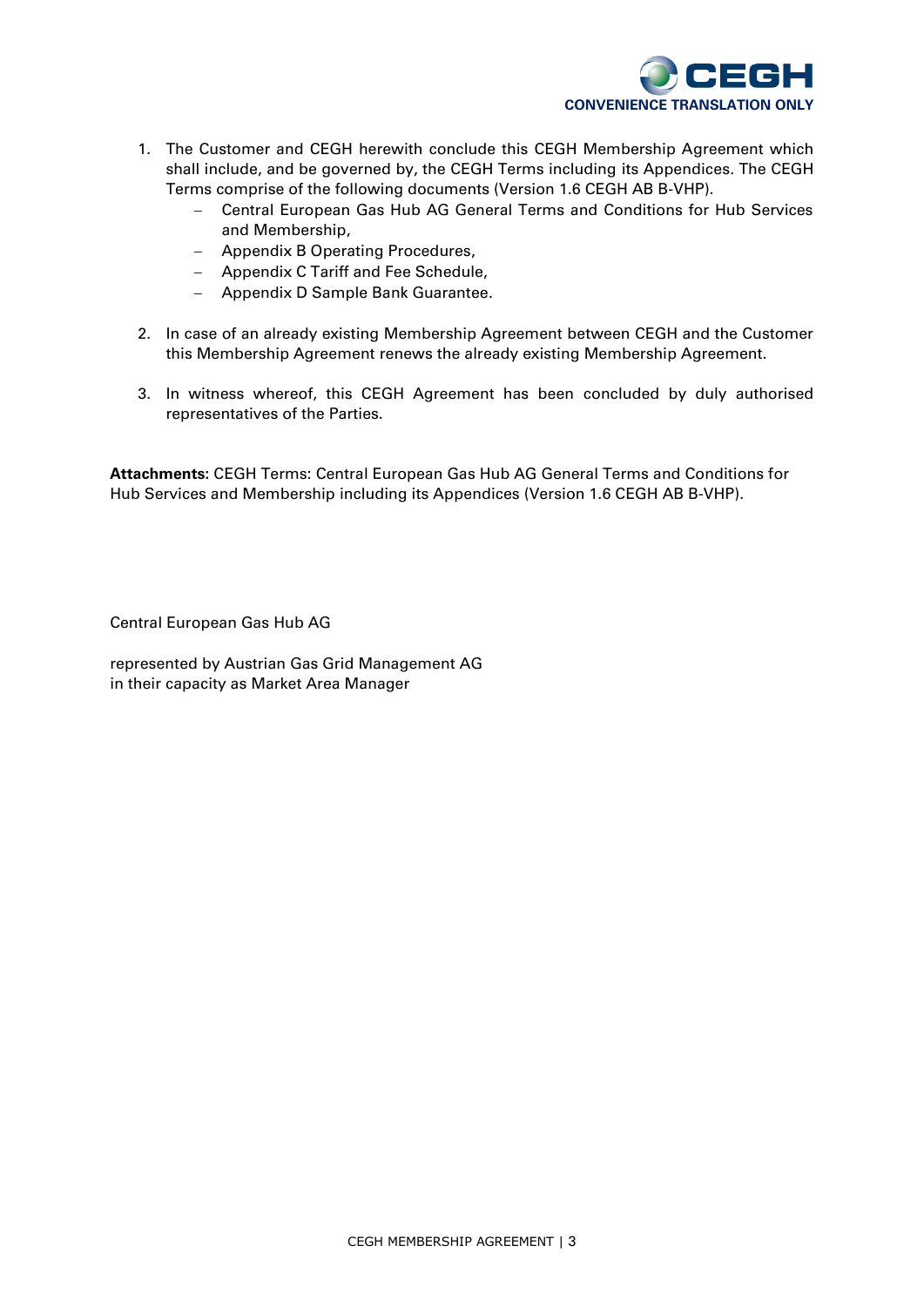CONVENIENCE TRANSLATION ONLY

1. The Customer and CEGH herewith conclude this CEGH Membership Agreement which shall include, and be governed by, the CEGH Terms including its Appendices. The CEGH Terms comprise of the following documents (Version 1.6 CEGH AB B-VHP).
   - Central European Gas Hub AG General Terms and Conditions for Hub Services and Membership,
   - Appendix B Operating Procedures,
   - Appendix C Tariff and Fee Schedule,
   - Appendix D Sample Bank Guarantee.

2. In case of an already existing Membership Agreement between CEGH and the Customer this Membership Agreement renews the already existing Membership Agreement.

3. In witness whereof, this CEGH Agreement has been concluded by duly authorised representatives of the Parties.

**Attachments:** CEGH Terms: Central European Gas Hub AG General Terms and Conditions for Hub Services and Membership including its Appendices (Version 1.6 CEGH AB B-VHP).

Central European Gas Hub AG

represented by Austrian Gas Grid Management AG
in their capacity as Market Area Manager